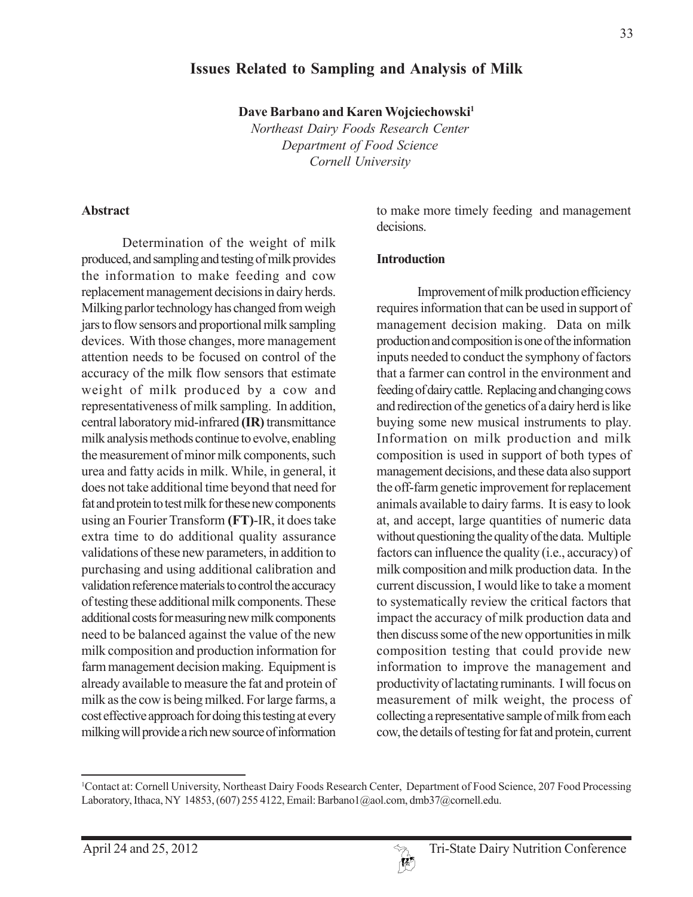# Issues Related to Sampling and Analysis of Milk

**Dave Barbano and Karen Wojciechowski[1]**

*Northeast Dairy Foods Research Center*
*Department of Food Science*
*Cornell University*

## Abstract

Determination of the weight of milk produced, and sampling and testing of milk provides the information to make feeding and cow replacement management decisions in dairy herds. Milking parlor technology has changed from weigh jars to flow sensors and proportional milk sampling devices. With those changes, more management attention needs to be focused on control of the accuracy of the milk flow sensors that estimate weight of milk produced by a cow and representativeness of milk sampling. In addition, central laboratory mid-infrared **(IR)** transmittance milk analysis methods continue to evolve, enabling the measurement of minor milk components, such urea and fatty acids in milk. While, in general, it does not take additional time beyond that need for fat and protein to test milk for these new components using an Fourier Transform **(FT)**-IR, it does take extra time to do additional quality assurance validations of these new parameters, in addition to purchasing and using additional calibration and validation reference materials to control the accuracy of testing these additional milk components. These additional costs for measuring new milk components need to be balanced against the value of the new milk composition and production information for farm management decision making. Equipment is already available to measure the fat and protein of milk as the cow is being milked. For large farms, a cost effective approach for doing this testing at every milking will provide a rich new source of information to make more timely feeding and management decisions.

## Introduction

Improvement of milk production efficiency requires information that can be used in support of management decision making. Data on milk production and composition is one of the information inputs needed to conduct the symphony of factors that a farmer can control in the environment and feeding of dairy cattle. Replacing and changing cows and redirection of the genetics of a dairy herd is like buying some new musical instruments to play. Information on milk production and milk composition is used in support of both types of management decisions, and these data also support the off-farm genetic improvement for replacement animals available to dairy farms. It is easy to look at, and accept, large quantities of numeric data without questioning the quality of the data. Multiple factors can influence the quality (i.e., accuracy) of milk composition and milk production data. In the current discussion, I would like to take a moment to systematically review the critical factors that impact the accuracy of milk production data and then discuss some of the new opportunities in milk composition testing that could provide new information to improve the management and productivity of lactating ruminants. I will focus on measurement of milk weight, the process of collecting a representative sample of milk from each cow, the details of testing for fat and protein, current

[1]Contact at: Cornell University, Northeast Dairy Foods Research Center, Department of Food Science, 207 Food Processing Laboratory, Ithaca, NY 14853, (607) 255 4122, Email: Barbano1@aol.com, dmb37@cornell.edu.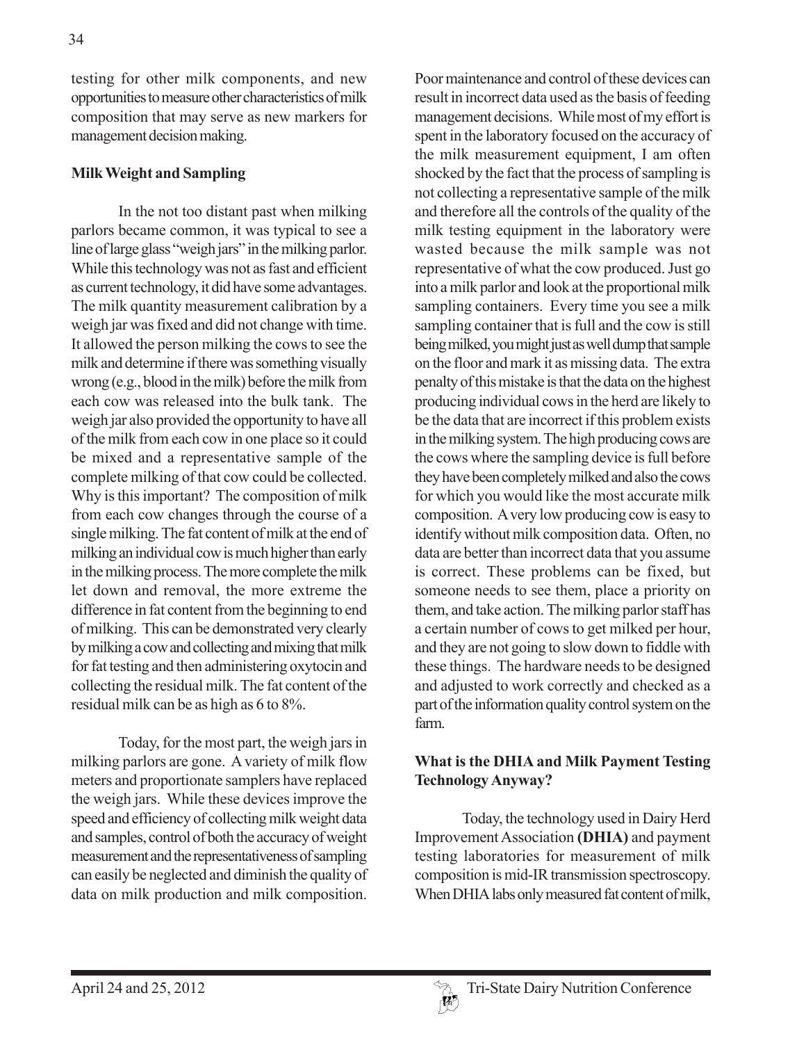testing for other milk components, and new opportunities to measure other characteristics of milk composition that may serve as new markers for management decision making.

**Milk Weight and Sampling**

In the not too distant past when milking parlors became common, it was typical to see a line of large glass "weigh jars" in the milking parlor. While this technology was not as fast and efficient as current technology, it did have some advantages. The milk quantity measurement calibration by a weigh jar was fixed and did not change with time. It allowed the person milking the cows to see the milk and determine if there was something visually wrong (e.g., blood in the milk) before the milk from each cow was released into the bulk tank. The weigh jar also provided the opportunity to have all of the milk from each cow in one place so it could be mixed and a representative sample of the complete milking of that cow could be collected. Why is this important? The composition of milk from each cow changes through the course of a single milking. The fat content of milk at the end of milking an individual cow is much higher than early in the milking process. The more complete the milk let down and removal, the more extreme the difference in fat content from the beginning to end of milking. This can be demonstrated very clearly by milking a cow and collecting and mixing that milk for fat testing and then administering oxytocin and collecting the residual milk. The fat content of the residual milk can be as high as 6 to 8%.

Today, for the most part, the weigh jars in milking parlors are gone. A variety of milk flow meters and proportionate samplers have replaced the weigh jars. While these devices improve the speed and efficiency of collecting milk weight data and samples, control of both the accuracy of weight measurement and the representativeness of sampling can easily be neglected and diminish the quality of data on milk production and milk composition. Poor maintenance and control of these devices can result in incorrect data used as the basis of feeding management decisions. While most of my effort is spent in the laboratory focused on the accuracy of the milk measurement equipment, I am often shocked by the fact that the process of sampling is not collecting a representative sample of the milk and therefore all the controls of the quality of the milk testing equipment in the laboratory were wasted because the milk sample was not representative of what the cow produced. Just go into a milk parlor and look at the proportional milk sampling containers. Every time you see a milk sampling container that is full and the cow is still being milked, you might just as well dump that sample on the floor and mark it as missing data. The extra penalty of this mistake is that the data on the highest producing individual cows in the herd are likely to be the data that are incorrect if this problem exists in the milking system. The high producing cows are the cows where the sampling device is full before they have been completely milked and also the cows for which you would like the most accurate milk composition. A very low producing cow is easy to identify without milk composition data. Often, no data are better than incorrect data that you assume is correct. These problems can be fixed, but someone needs to see them, place a priority on them, and take action. The milking parlor staff has a certain number of cows to get milked per hour, and they are not going to slow down to fiddle with these things. The hardware needs to be designed and adjusted to work correctly and checked as a part of the information quality control system on the farm.

**What is the DHIA and Milk Payment Testing Technology Anyway?**

Today, the technology used in Dairy Herd Improvement Association **(DHIA)** and payment testing laboratories for measurement of milk composition is mid-IR transmission spectroscopy. When DHIA labs only measured fat content of milk,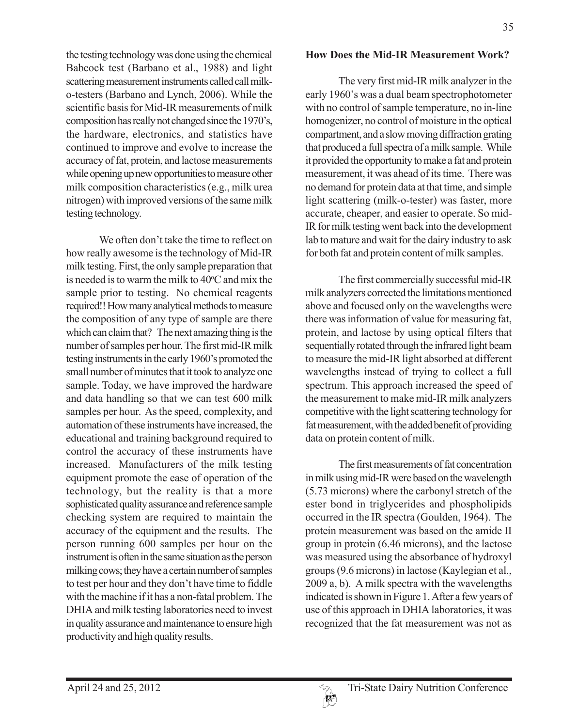the testing technology was done using the chemical Babcock test (Barbano et al., 1988) and light scattering measurement instruments called call milk-o-testers (Barbano and Lynch, 2006). While the scientific basis for Mid-IR measurements of milk composition has really not changed since the 1970's, the hardware, electronics, and statistics have continued to improve and evolve to increase the accuracy of fat, protein, and lactose measurements while opening up new opportunities to measure other milk composition characteristics (e.g., milk urea nitrogen) with improved versions of the same milk testing technology.

We often don't take the time to reflect on how really awesome is the technology of Mid-IR milk testing. First, the only sample preparation that is needed is to warm the milk to 40°C and mix the sample prior to testing. No chemical reagents required!! How many analytical methods to measure the composition of any type of sample are there which can claim that? The next amazing thing is the number of samples per hour. The first mid-IR milk testing instruments in the early 1960's promoted the small number of minutes that it took to analyze one sample. Today, we have improved the hardware and data handling so that we can test 600 milk samples per hour. As the speed, complexity, and automation of these instruments have increased, the educational and training background required to control the accuracy of these instruments have increased. Manufacturers of the milk testing equipment promote the ease of operation of the technology, but the reality is that a more sophisticated quality assurance and reference sample checking system are required to maintain the accuracy of the equipment and the results. The person running 600 samples per hour on the instrument is often in the same situation as the person milking cows; they have a certain number of samples to test per hour and they don't have time to fiddle with the machine if it has a non-fatal problem. The DHIA and milk testing laboratories need to invest in quality assurance and maintenance to ensure high productivity and high quality results.

**How Does the Mid-IR Measurement Work?**

The very first mid-IR milk analyzer in the early 1960's was a dual beam spectrophotometer with no control of sample temperature, no in-line homogenizer, no control of moisture in the optical compartment, and a slow moving diffraction grating that produced a full spectra of a milk sample. While it provided the opportunity to make a fat and protein measurement, it was ahead of its time. There was no demand for protein data at that time, and simple light scattering (milk-o-tester) was faster, more accurate, cheaper, and easier to operate. So mid-IR for milk testing went back into the development lab to mature and wait for the dairy industry to ask for both fat and protein content of milk samples.

The first commercially successful mid-IR milk analyzers corrected the limitations mentioned above and focused only on the wavelengths were there was information of value for measuring fat, protein, and lactose by using optical filters that sequentially rotated through the infrared light beam to measure the mid-IR light absorbed at different wavelengths instead of trying to collect a full spectrum. This approach increased the speed of the measurement to make mid-IR milk analyzers competitive with the light scattering technology for fat measurement, with the added benefit of providing data on protein content of milk.

The first measurements of fat concentration in milk using mid-IR were based on the wavelength (5.73 microns) where the carbonyl stretch of the ester bond in triglycerides and phospholipids occurred in the IR spectra (Goulden, 1964). The protein measurement was based on the amide II group in protein (6.46 microns), and the lactose was measured using the absorbance of hydroxyl groups (9.6 microns) in lactose (Kaylegian et al., 2009 a, b). A milk spectra with the wavelengths indicated is shown in Figure 1. After a few years of use of this approach in DHIA laboratories, it was recognized that the fat measurement was not as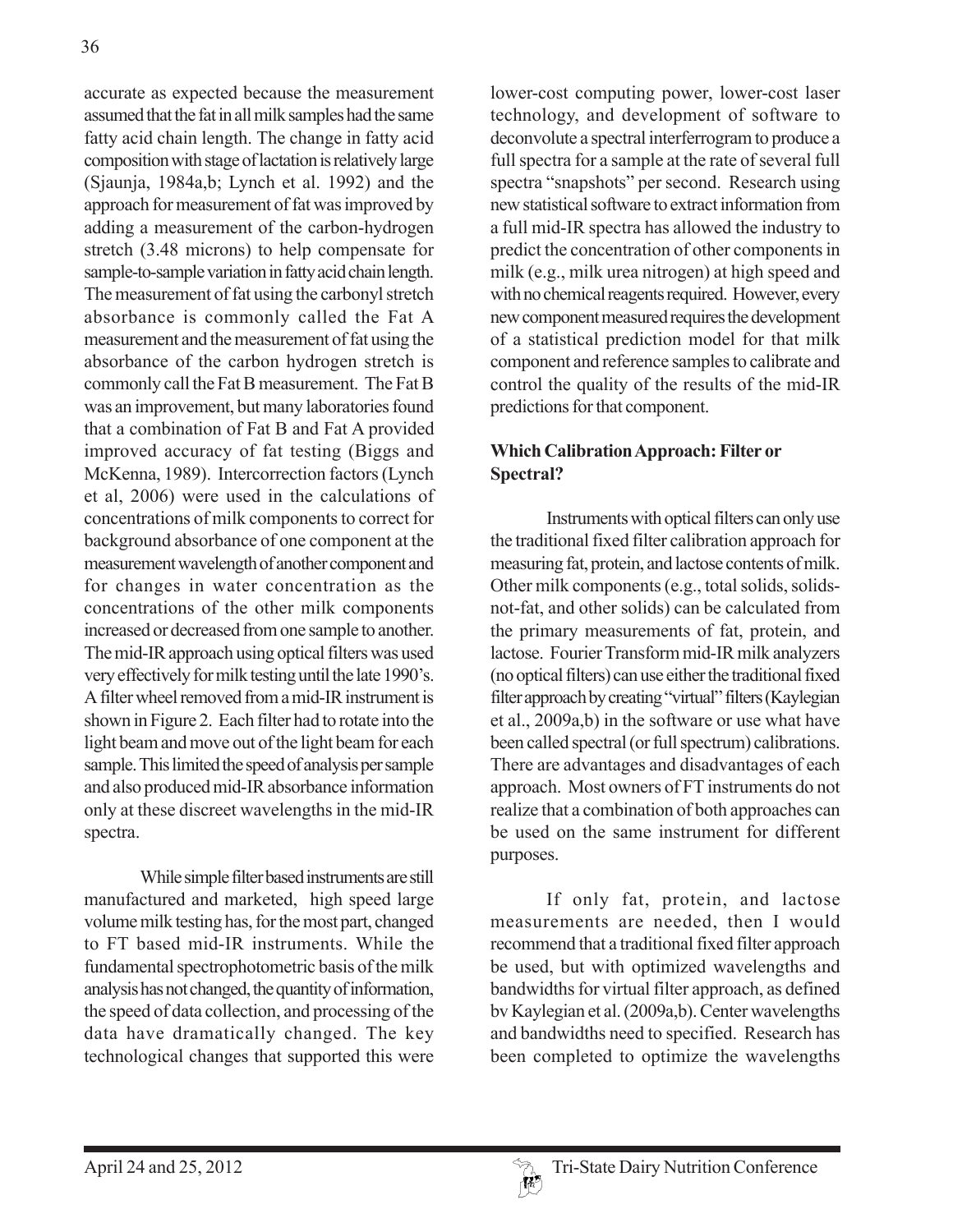accurate as expected because the measurement assumed that the fat in all milk samples had the same fatty acid chain length. The change in fatty acid composition with stage of lactation is relatively large (Sjaunja, 1984a,b; Lynch et al. 1992) and the approach for measurement of fat was improved by adding a measurement of the carbon-hydrogen stretch (3.48 microns) to help compensate for sample-to-sample variation in fatty acid chain length. The measurement of fat using the carbonyl stretch absorbance is commonly called the Fat A measurement and the measurement of fat using the absorbance of the carbon hydrogen stretch is commonly call the Fat B measurement. The Fat B was an improvement, but many laboratories found that a combination of Fat B and Fat A provided improved accuracy of fat testing (Biggs and McKenna, 1989). Intercorrection factors (Lynch et al, 2006) were used in the calculations of concentrations of milk components to correct for background absorbance of one component at the measurement wavelength of another component and for changes in water concentration as the concentrations of the other milk components increased or decreased from one sample to another. The mid-IR approach using optical filters was used very effectively for milk testing until the late 1990's. A filter wheel removed from a mid-IR instrument is shown in Figure 2. Each filter had to rotate into the light beam and move out of the light beam for each sample. This limited the speed of analysis per sample and also produced mid-IR absorbance information only at these discreet wavelengths in the mid-IR spectra.

While simple filter based instruments are still manufactured and marketed, high speed large volume milk testing has, for the most part, changed to FT based mid-IR instruments. While the fundamental spectrophotometric basis of the milk analysis has not changed, the quantity of information, the speed of data collection, and processing of the data have dramatically changed. The key technological changes that supported this were lower-cost computing power, lower-cost laser technology, and development of software to deconvolute a spectral interferrogram to produce a full spectra for a sample at the rate of several full spectra "snapshots" per second. Research using new statistical software to extract information from a full mid-IR spectra has allowed the industry to predict the concentration of other components in milk (e.g., milk urea nitrogen) at high speed and with no chemical reagents required. However, every new component measured requires the development of a statistical prediction model for that milk component and reference samples to calibrate and control the quality of the results of the mid-IR predictions for that component.

## Which Calibration Approach: Filter or Spectral?

Instruments with optical filters can only use the traditional fixed filter calibration approach for measuring fat, protein, and lactose contents of milk. Other milk components (e.g., total solids, solids-not-fat, and other solids) can be calculated from the primary measurements of fat, protein, and lactose. Fourier Transform mid-IR milk analyzers (no optical filters) can use either the traditional fixed filter approach by creating "virtual" filters (Kaylegian et al., 2009a,b) in the software or use what have been called spectral (or full spectrum) calibrations. There are advantages and disadvantages of each approach. Most owners of FT instruments do not realize that a combination of both approaches can be used on the same instrument for different purposes.

If only fat, protein, and lactose measurements are needed, then I would recommend that a traditional fixed filter approach be used, but with optimized wavelengths and bandwidths for virtual filter approach, as defined bv Kaylegian et al. (2009a,b). Center wavelengths and bandwidths need to specified. Research has been completed to optimize the wavelengths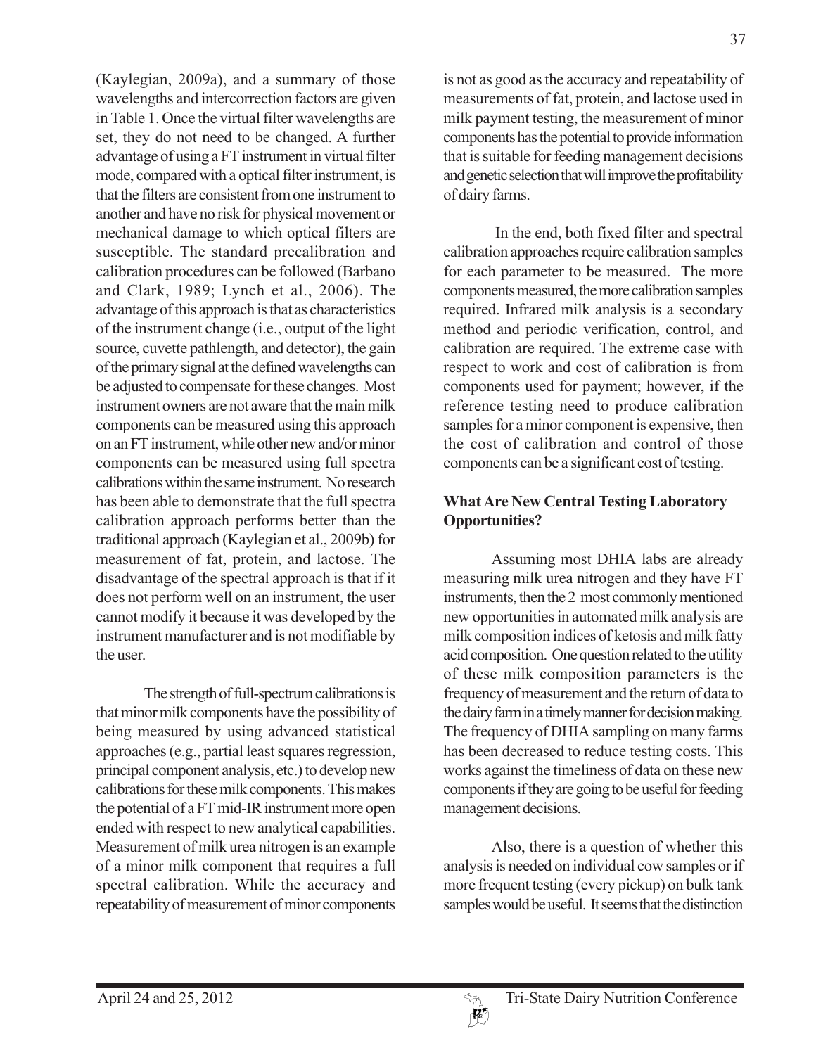(Kaylegian, 2009a), and a summary of those wavelengths and intercorrection factors are given in Table 1. Once the virtual filter wavelengths are set, they do not need to be changed. A further advantage of using a FT instrument in virtual filter mode, compared with a optical filter instrument, is that the filters are consistent from one instrument to another and have no risk for physical movement or mechanical damage to which optical filters are susceptible. The standard precalibration and calibration procedures can be followed (Barbano and Clark, 1989; Lynch et al., 2006). The advantage of this approach is that as characteristics of the instrument change (i.e., output of the light source, cuvette pathlength, and detector), the gain of the primary signal at the defined wavelengths can be adjusted to compensate for these changes. Most instrument owners are not aware that the main milk components can be measured using this approach on an FT instrument, while other new and/or minor components can be measured using full spectra calibrations within the same instrument. No research has been able to demonstrate that the full spectra calibration approach performs better than the traditional approach (Kaylegian et al., 2009b) for measurement of fat, protein, and lactose. The disadvantage of the spectral approach is that if it does not perform well on an instrument, the user cannot modify it because it was developed by the instrument manufacturer and is not modifiable by the user.

The strength of full-spectrum calibrations is that minor milk components have the possibility of being measured by using advanced statistical approaches (e.g., partial least squares regression, principal component analysis, etc.) to develop new calibrations for these milk components. This makes the potential of a FT mid-IR instrument more open ended with respect to new analytical capabilities. Measurement of milk urea nitrogen is an example of a minor milk component that requires a full spectral calibration. While the accuracy and repeatability of measurement of minor components is not as good as the accuracy and repeatability of measurements of fat, protein, and lactose used in milk payment testing, the measurement of minor components has the potential to provide information that is suitable for feeding management decisions and genetic selection that will improve the profitability of dairy farms.

In the end, both fixed filter and spectral calibration approaches require calibration samples for each parameter to be measured. The more components measured, the more calibration samples required. Infrared milk analysis is a secondary method and periodic verification, control, and calibration are required. The extreme case with respect to work and cost of calibration is from components used for payment; however, if the reference testing need to produce calibration samples for a minor component is expensive, then the cost of calibration and control of those components can be a significant cost of testing.

**What Are New Central Testing Laboratory Opportunities?**

Assuming most DHIA labs are already measuring milk urea nitrogen and they have FT instruments, then the 2 most commonly mentioned new opportunities in automated milk analysis are milk composition indices of ketosis and milk fatty acid composition. One question related to the utility of these milk composition parameters is the frequency of measurement and the return of data to the dairy farm in a timely manner for decision making. The frequency of DHIA sampling on many farms has been decreased to reduce testing costs. This works against the timeliness of data on these new components if they are going to be useful for feeding management decisions.

Also, there is a question of whether this analysis is needed on individual cow samples or if more frequent testing (every pickup) on bulk tank samples would be useful. It seems that the distinction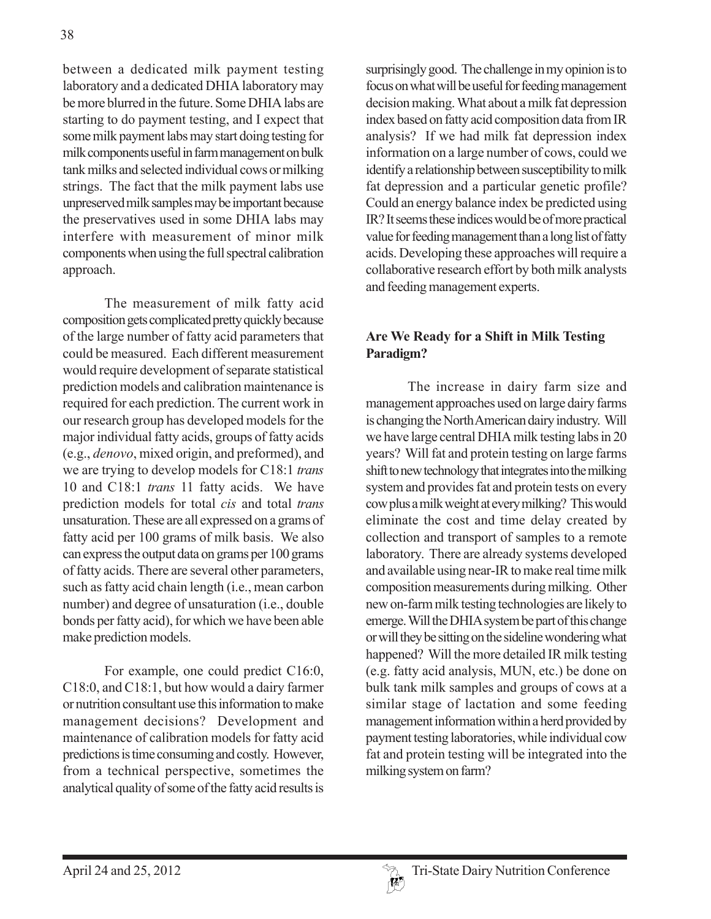between a dedicated milk payment testing laboratory and a dedicated DHIA laboratory may be more blurred in the future. Some DHIA labs are starting to do payment testing, and I expect that some milk payment labs may start doing testing for milk components useful in farm management on bulk tank milks and selected individual cows or milking strings. The fact that the milk payment labs use unpreserved milk samples may be important because the preservatives used in some DHIA labs may interfere with measurement of minor milk components when using the full spectral calibration approach.

The measurement of milk fatty acid composition gets complicated pretty quickly because of the large number of fatty acid parameters that could be measured. Each different measurement would require development of separate statistical prediction models and calibration maintenance is required for each prediction. The current work in our research group has developed models for the major individual fatty acids, groups of fatty acids (e.g., *denovo*, mixed origin, and preformed), and we are trying to develop models for C18:1 *trans* 10 and C18:1 *trans* 11 fatty acids. We have prediction models for total *cis* and total *trans* unsaturation. These are all expressed on a grams of fatty acid per 100 grams of milk basis. We also can express the output data on grams per 100 grams of fatty acids. There are several other parameters, such as fatty acid chain length (i.e., mean carbon number) and degree of unsaturation (i.e., double bonds per fatty acid), for which we have been able make prediction models.

For example, one could predict C16:0, C18:0, and C18:1, but how would a dairy farmer or nutrition consultant use this information to make management decisions? Development and maintenance of calibration models for fatty acid predictions is time consuming and costly. However, from a technical perspective, sometimes the analytical quality of some of the fatty acid results is surprisingly good. The challenge in my opinion is to focus on what will be useful for feeding management decision making. What about a milk fat depression index based on fatty acid composition data from IR analysis? If we had milk fat depression index information on a large number of cows, could we identify a relationship between susceptibility to milk fat depression and a particular genetic profile? Could an energy balance index be predicted using IR? It seems these indices would be of more practical value for feeding management than a long list of fatty acids. Developing these approaches will require a collaborative research effort by both milk analysts and feeding management experts.

## Are We Ready for a Shift in Milk Testing Paradigm?

The increase in dairy farm size and management approaches used on large dairy farms is changing the North American dairy industry. Will we have large central DHIA milk testing labs in 20 years? Will fat and protein testing on large farms shift to new technology that integrates into the milking system and provides fat and protein tests on every cow plus a milk weight at every milking? This would eliminate the cost and time delay created by collection and transport of samples to a remote laboratory. There are already systems developed and available using near-IR to make real time milk composition measurements during milking. Other new on-farm milk testing technologies are likely to emerge. Will the DHIA system be part of this change or will they be sitting on the sideline wondering what happened? Will the more detailed IR milk testing (e.g. fatty acid analysis, MUN, etc.) be done on bulk tank milk samples and groups of cows at a similar stage of lactation and some feeding management information within a herd provided by payment testing laboratories, while individual cow fat and protein testing will be integrated into the milking system on farm?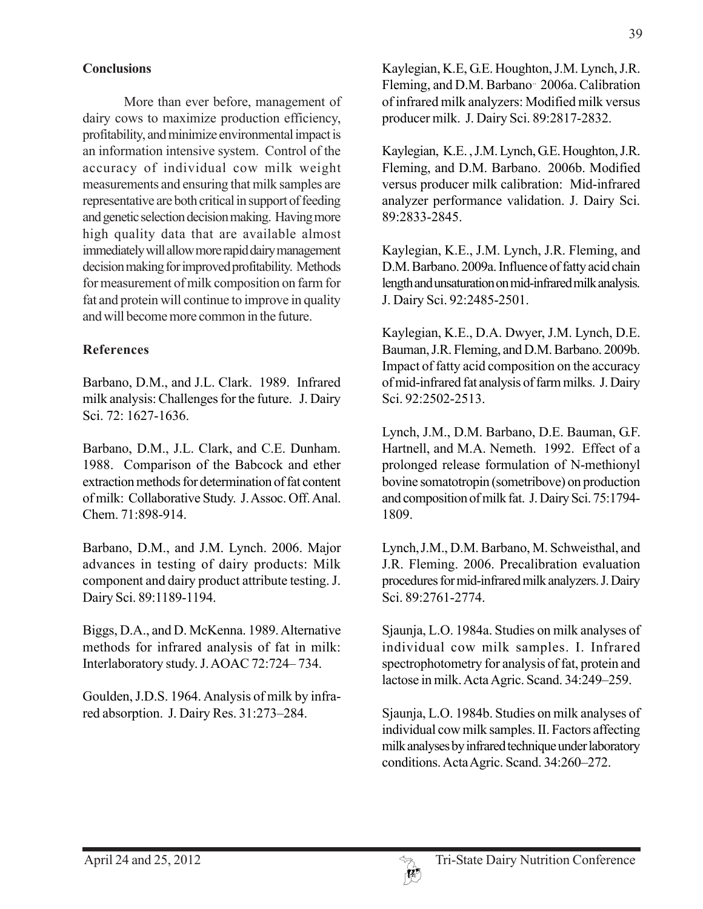## Conclusions

More than ever before, management of dairy cows to maximize production efficiency, profitability, and minimize environmental impact is an information intensive system. Control of the accuracy of individual cow milk weight measurements and ensuring that milk samples are representative are both critical in support of feeding and genetic selection decision making. Having more high quality data that are available almost immediately will allow more rapid dairy management decision making for improved profitability. Methods for measurement of milk composition on farm for fat and protein will continue to improve in quality and will become more common in the future.

## References

Barbano, D.M., and J.L. Clark. 1989. Infrared milk analysis: Challenges for the future. J. Dairy Sci. 72: 1627-1636.

Barbano, D.M., J.L. Clark, and C.E. Dunham. 1988. Comparison of the Babcock and ether extraction methods for determination of fat content of milk: Collaborative Study. J. Assoc. Off. Anal. Chem. 71:898-914.

Barbano, D.M., and J.M. Lynch. 2006. Major advances in testing of dairy products: Milk component and dairy product attribute testing. J. Dairy Sci. 89:1189-1194.

Biggs, D.A., and D. McKenna. 1989. Alternative methods for infrared analysis of fat in milk: Interlaboratory study. J. AOAC 72:724– 734.

Goulden, J.D.S. 1964. Analysis of milk by infra-red absorption. J. Dairy Res. 31:273–284.

Kaylegian, K.E, G.E. Houghton, J.M. Lynch, J.R. Fleming, and D.M. Barbano. 2006a. Calibration of infrared milk analyzers: Modified milk versus producer milk. J. Dairy Sci. 89:2817-2832.

Kaylegian, K.E. , J.M. Lynch, G.E. Houghton, J.R. Fleming, and D.M. Barbano. 2006b. Modified versus producer milk calibration: Mid-infrared analyzer performance validation. J. Dairy Sci. 89:2833-2845.

Kaylegian, K.E., J.M. Lynch, J.R. Fleming, and D.M. Barbano. 2009a. Influence of fatty acid chain length and unsaturation on mid-infrared milk analysis. J. Dairy Sci. 92:2485-2501.

Kaylegian, K.E., D.A. Dwyer, J.M. Lynch, D.E. Bauman, J.R. Fleming, and D.M. Barbano. 2009b. Impact of fatty acid composition on the accuracy of mid-infrared fat analysis of farm milks. J. Dairy Sci. 92:2502-2513.

Lynch, J.M., D.M. Barbano, D.E. Bauman, G.F. Hartnell, and M.A. Nemeth. 1992. Effect of a prolonged release formulation of N-methionyl bovine somatotropin (sometribove) on production and composition of milk fat. J. Dairy Sci. 75:1794-1809.

Lynch, J.M., D.M. Barbano, M. Schweisthal, and J.R. Fleming. 2006. Precalibration evaluation procedures for mid-infrared milk analyzers. J. Dairy Sci. 89:2761-2774.

Sjaunja, L.O. 1984a. Studies on milk analyses of individual cow milk samples. I. Infrared spectrophotometry for analysis of fat, protein and lactose in milk. Acta Agric. Scand. 34:249–259.

Sjaunja, L.O. 1984b. Studies on milk analyses of individual cow milk samples. II. Factors affecting milk analyses by infrared technique under laboratory conditions. Acta Agric. Scand. 34:260–272.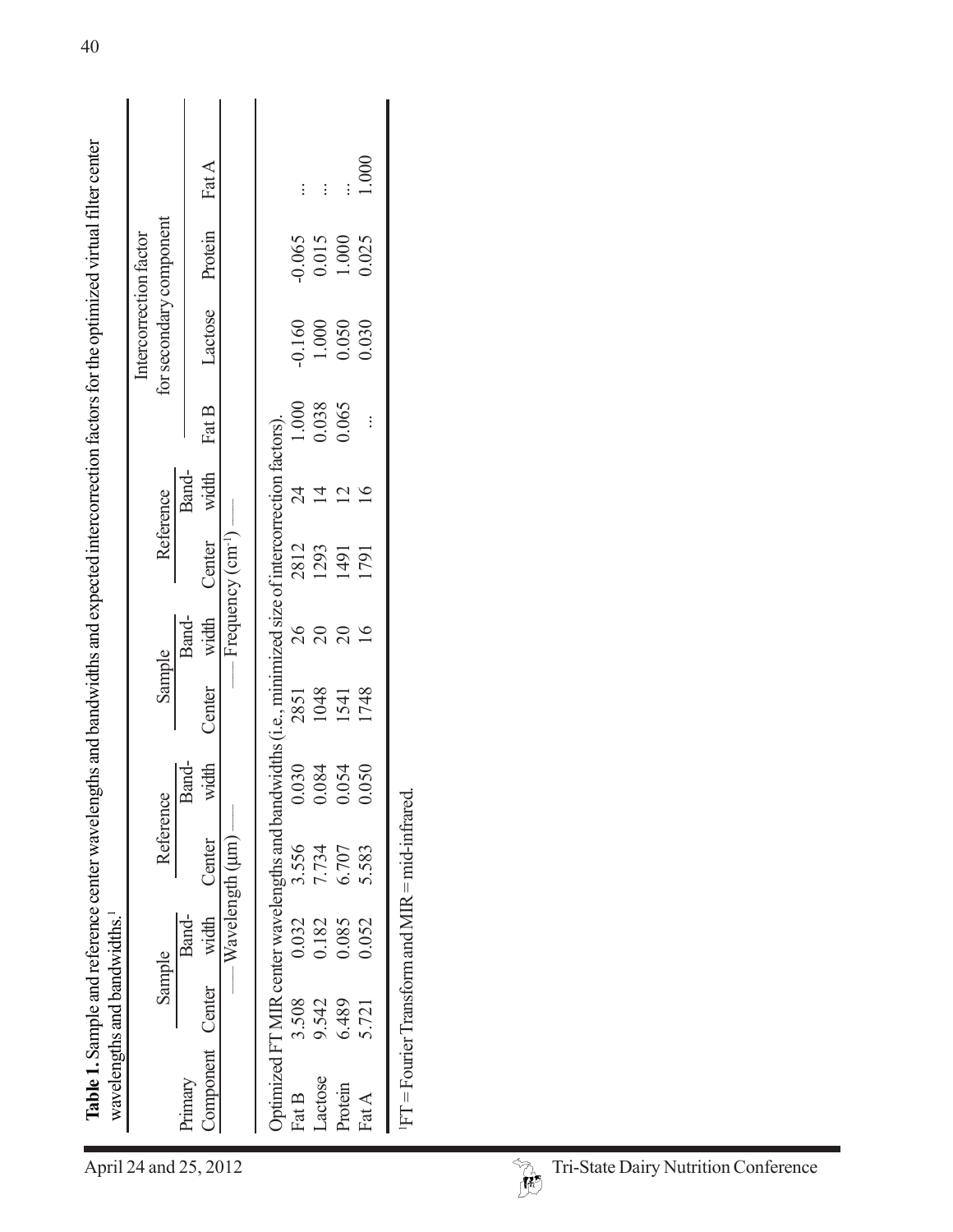**Table 1.** Sample and reference center wavelengths and bandwidths and expected intercorrection factors for the optimized virtual filter center wavelengths and bandwidths.[1]

| Primary | Sample | | Reference | | Sample | | Reference | | Intercorrection factor for secondary component | | | |
|---|---|---|---|---|---|---|---|---|---|---|---|---|
| Component | Center | Bandwidth | Center | Bandwidth | Center | Bandwidth | Center | Bandwidth | Fat B | Lactose | Protein | Fat A |
| | Wavelength (µm) | | | | Frequency ($cm^{-1}$) | | | | | | | |
| Optimized FT MIR center wavelengths and bandwidths (i.e., minimized size of intercorrection factors). | | | | | | | | | | | | |
| Fat B | 3.508 | 0.032 | 3.556 | 0.030 | 2851 | 26 | 2812 | 24 | 1.000 | -0.160 | -0.065 | ... |
| Lactose | 9.542 | 0.182 | 7.734 | 0.084 | 1048 | 20 | 1293 | 14 | 0.038 | 1.000 | 0.015 | ... |
| Protein | 6.489 | 0.085 | 6.707 | 0.054 | 1541 | 20 | 1491 | 12 | 0.065 | 0.050 | 1.000 | ... |
| Fat A | 5.721 | 0.052 | 5.583 | 0.050 | 1748 | 16 | 1791 | 16 | ... | 0.030 | 0.025 | 1.000 |

[1]FT = Fourier Transform and MIR = mid-infrared.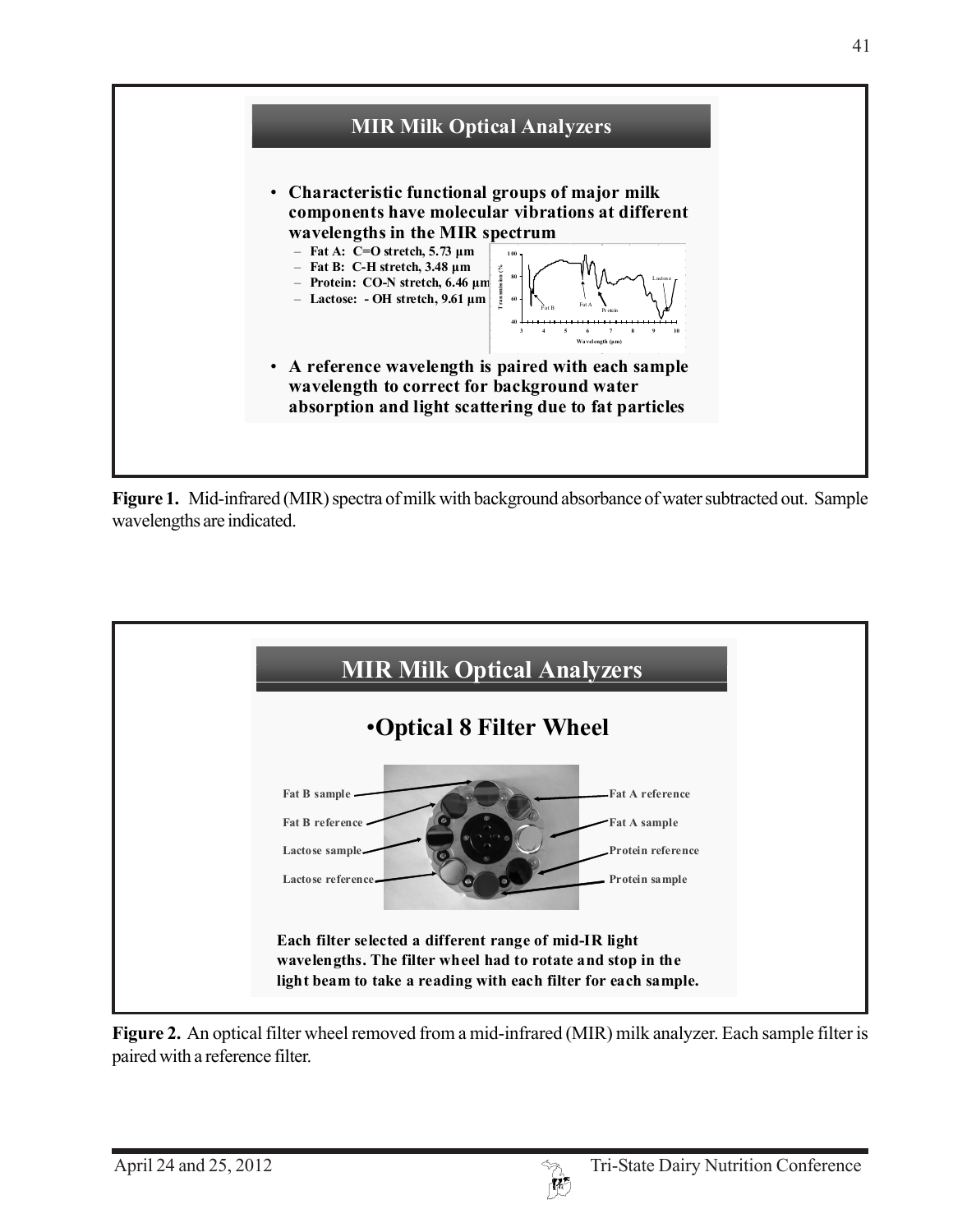## MIR Milk Optical Analyzers

- **Characteristic functional groups of major milk components have molecular vibrations at different wavelengths in the MIR spectrum**
  - **Fat A: C=O stretch, 5.73 µm**
  - **Fat B: C-H stretch, 3.48 µm**
  - **Protein: CO-N stretch, 6.46 µm**
  - **Lactose: - OH stretch, 9.61 µm**

Transmission (%)
100
80
60
40
3 4 5 6 7 8 9 10
Wavelength (µm)
Fat B
Fat A
Protein
Lactose

- **A reference wavelength is paired with each sample wavelength to correct for background water absorption and light scattering due to fat particles**

**Figure 1.** Mid-infrared (MIR) spectra of milk with background absorbance of water subtracted out. Sample wavelengths are indicated.

## MIR Milk Optical Analyzers

**•Optical 8 Filter Wheel**

Fat B sample
Fat B reference
Lactose sample
Lactose reference
Fat A reference
Fat A sample
Protein reference
Protein sample

**Each filter selected a different range of mid-IR light wavelengths. The filter wheel had to rotate and stop in the light beam to take a reading with each filter for each sample.**

**Figure 2.** An optical filter wheel removed from a mid-infrared (MIR) milk analyzer. Each sample filter is paired with a reference filter.